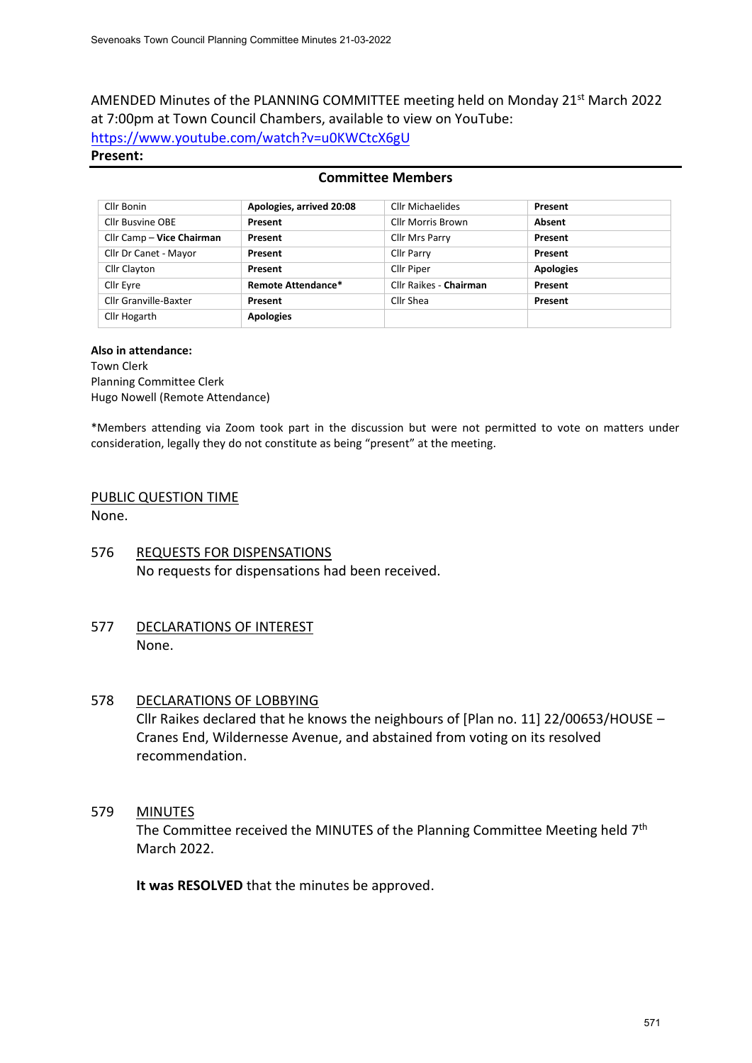AMENDED Minutes of the PLANNING COMMITTEE meeting held on Monday 21st March 2022 at 7:00pm at Town Council Chambers, available to view on YouTube: https://www.youtube.com/watch?v=u0KWCtcX6gU

**Present:**

**Committee Members**

| | | | |
|---|---|---|---|
| Cllr Bonin | **Apologies, arrived 20:08** | Cllr Michaelides | **Present** |
| Cllr Busvine OBE | **Present** | Cllr Morris Brown | **Absent** |
| Cllr Camp – **Vice Chairman** | **Present** | Cllr Mrs Parry | **Present** |
| Cllr Dr Canet - Mayor | **Present** | Cllr Parry | **Present** |
| Cllr Clayton | **Present** | Cllr Piper | **Apologies** |
| Cllr Eyre | **Remote Attendance*** | Cllr Raikes - **Chairman** | **Present** |
| Cllr Granville-Baxter | **Present** | Cllr Shea | **Present** |
| Cllr Hogarth | **Apologies** | | |

**Also in attendance:**
Town Clerk
Planning Committee Clerk
Hugo Nowell (Remote Attendance)

*Members attending via Zoom took part in the discussion but were not permitted to vote on matters under consideration, legally they do not constitute as being "present" at the meeting.

PUBLIC QUESTION TIME
None.

576 REQUESTS FOR DISPENSATIONS
No requests for dispensations had been received.

577 DECLARATIONS OF INTEREST
None.

578 DECLARATIONS OF LOBBYING
Cllr Raikes declared that he knows the neighbours of [Plan no. 11] 22/00653/HOUSE – Cranes End, Wildernesse Avenue, and abstained from voting on its resolved recommendation.

579 MINUTES
The Committee received the MINUTES of the Planning Committee Meeting held 7th March 2022.

**It was RESOLVED** that the minutes be approved.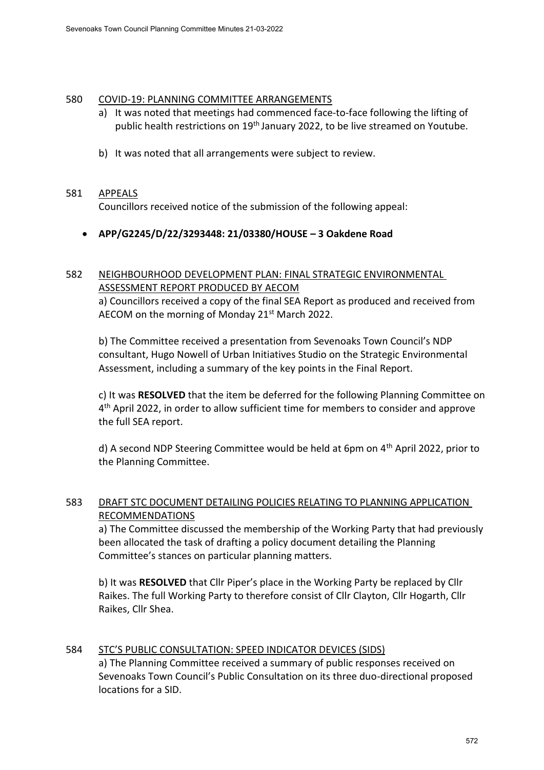580 <u>COVID-19: PLANNING COMMITTEE ARRANGEMENTS</u>

a) It was noted that meetings had commenced face-to-face following the lifting of public health restrictions on 19th January 2022, to be live streamed on Youtube.

b) It was noted that all arrangements were subject to review.

581 <u>APPEALS</u>

Councillors received notice of the submission of the following appeal:

- **APP/G2245/D/22/3293448: 21/03380/HOUSE – 3 Oakdene Road**

582 <u>NEIGHBOURHOOD DEVELOPMENT PLAN: FINAL STRATEGIC ENVIRONMENTAL ASSESSMENT REPORT PRODUCED BY AECOM</u>

a) Councillors received a copy of the final SEA Report as produced and received from AECOM on the morning of Monday 21st March 2022.

b) The Committee received a presentation from Sevenoaks Town Council's NDP consultant, Hugo Nowell of Urban Initiatives Studio on the Strategic Environmental Assessment, including a summary of the key points in the Final Report.

c) It was **RESOLVED** that the item be deferred for the following Planning Committee on 4th April 2022, in order to allow sufficient time for members to consider and approve the full SEA report.

d) A second NDP Steering Committee would be held at 6pm on 4th April 2022, prior to the Planning Committee.

583 <u>DRAFT STC DOCUMENT DETAILING POLICIES RELATING TO PLANNING APPLICATION RECOMMENDATIONS</u>

a) The Committee discussed the membership of the Working Party that had previously been allocated the task of drafting a policy document detailing the Planning Committee's stances on particular planning matters.

b) It was **RESOLVED** that Cllr Piper's place in the Working Party be replaced by Cllr Raikes. The full Working Party to therefore consist of Cllr Clayton, Cllr Hogarth, Cllr Raikes, Cllr Shea.

584 <u>STC'S PUBLIC CONSULTATION: SPEED INDICATOR DEVICES (SIDS)</u>

a) The Planning Committee received a summary of public responses received on Sevenoaks Town Council's Public Consultation on its three duo-directional proposed locations for a SID.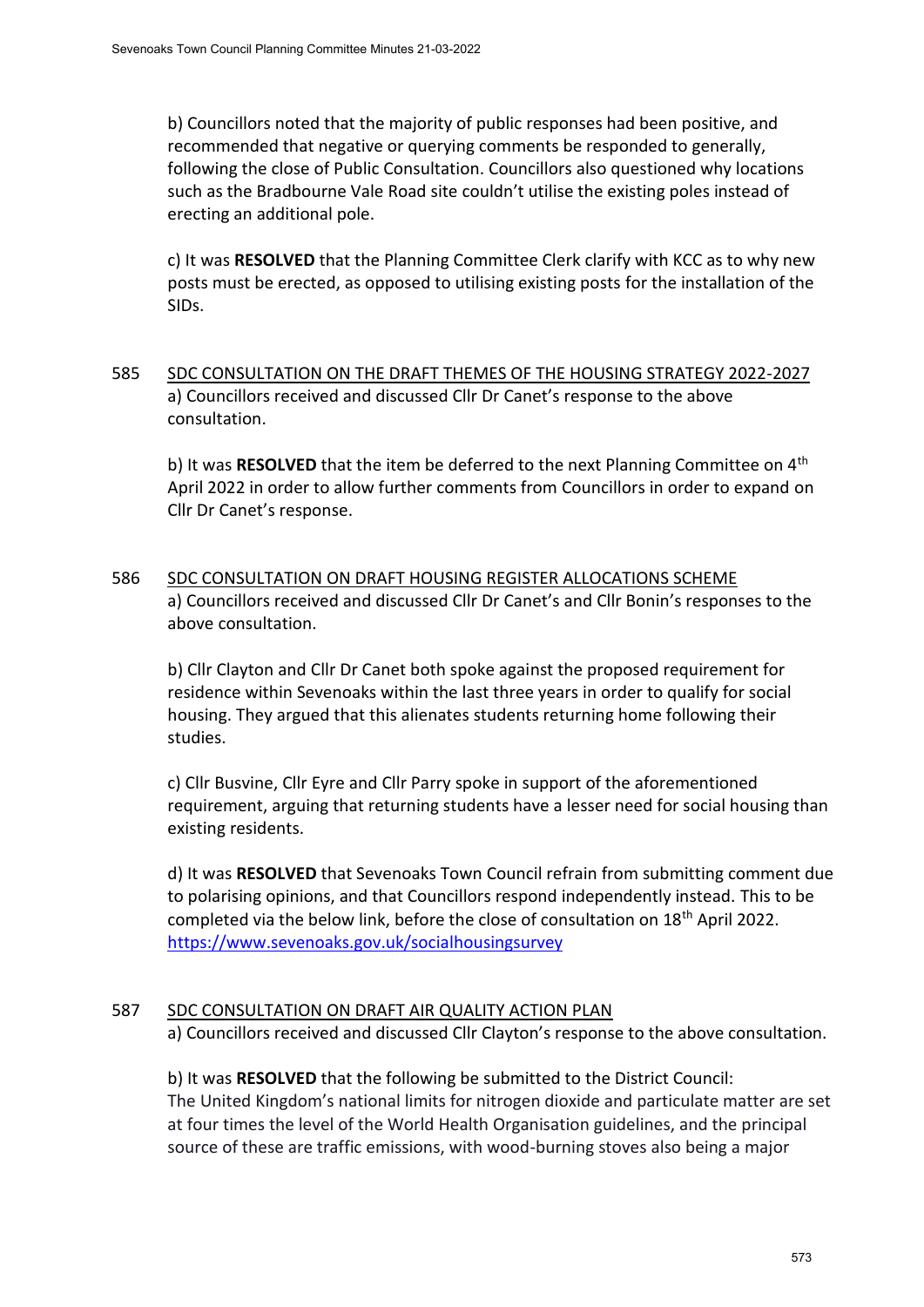b) Councillors noted that the majority of public responses had been positive, and recommended that negative or querying comments be responded to generally, following the close of Public Consultation. Councillors also questioned why locations such as the Bradbourne Vale Road site couldn't utilise the existing poles instead of erecting an additional pole.

c) It was **RESOLVED** that the Planning Committee Clerk clarify with KCC as to why new posts must be erected, as opposed to utilising existing posts for the installation of the SIDs.

585 SDC CONSULTATION ON THE DRAFT THEMES OF THE HOUSING STRATEGY 2022-2027

a) Councillors received and discussed Cllr Dr Canet's response to the above consultation.

b) It was **RESOLVED** that the item be deferred to the next Planning Committee on 4th April 2022 in order to allow further comments from Councillors in order to expand on Cllr Dr Canet's response.

586 SDC CONSULTATION ON DRAFT HOUSING REGISTER ALLOCATIONS SCHEME

a) Councillors received and discussed Cllr Dr Canet's and Cllr Bonin's responses to the above consultation.

b) Cllr Clayton and Cllr Dr Canet both spoke against the proposed requirement for residence within Sevenoaks within the last three years in order to qualify for social housing. They argued that this alienates students returning home following their studies.

c) Cllr Busvine, Cllr Eyre and Cllr Parry spoke in support of the aforementioned requirement, arguing that returning students have a lesser need for social housing than existing residents.

d) It was **RESOLVED** that Sevenoaks Town Council refrain from submitting comment due to polarising opinions, and that Councillors respond independently instead. This to be completed via the below link, before the close of consultation on 18th April 2022.
https://www.sevenoaks.gov.uk/socialhousingsurvey

587 SDC CONSULTATION ON DRAFT AIR QUALITY ACTION PLAN

a) Councillors received and discussed Cllr Clayton's response to the above consultation.

b) It was **RESOLVED** that the following be submitted to the District Council:
The United Kingdom's national limits for nitrogen dioxide and particulate matter are set at four times the level of the World Health Organisation guidelines, and the principal source of these are traffic emissions, with wood-burning stoves also being a major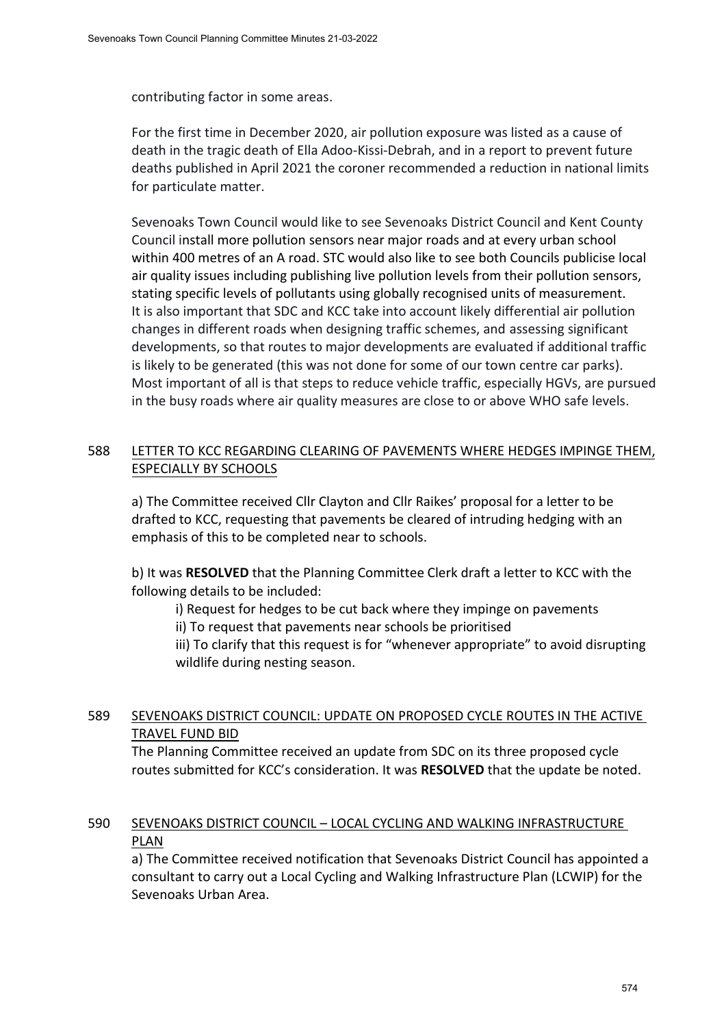contributing factor in some areas.

For the first time in December 2020, air pollution exposure was listed as a cause of death in the tragic death of Ella Adoo-Kissi-Debrah, and in a report to prevent future deaths published in April 2021 the coroner recommended a reduction in national limits for particulate matter.

Sevenoaks Town Council would like to see Sevenoaks District Council and Kent County Council install more pollution sensors near major roads and at every urban school within 400 metres of an A road. STC would also like to see both Councils publicise local air quality issues including publishing live pollution levels from their pollution sensors, stating specific levels of pollutants using globally recognised units of measurement. It is also important that SDC and KCC take into account likely differential air pollution changes in different roads when designing traffic schemes, and assessing significant developments, so that routes to major developments are evaluated if additional traffic is likely to be generated (this was not done for some of our town centre car parks). Most important of all is that steps to reduce vehicle traffic, especially HGVs, are pursued in the busy roads where air quality measures are close to or above WHO safe levels.

## 588 LETTER TO KCC REGARDING CLEARING OF PAVEMENTS WHERE HEDGES IMPINGE THEM, ESPECIALLY BY SCHOOLS

a) The Committee received Cllr Clayton and Cllr Raikes' proposal for a letter to be drafted to KCC, requesting that pavements be cleared of intruding hedging with an emphasis of this to be completed near to schools.

b) It was **RESOLVED** that the Planning Committee Clerk draft a letter to KCC with the following details to be included:

- i) Request for hedges to be cut back where they impinge on pavements
- ii) To request that pavements near schools be prioritised
- iii) To clarify that this request is for "whenever appropriate" to avoid disrupting wildlife during nesting season.

## 589 SEVENOAKS DISTRICT COUNCIL: UPDATE ON PROPOSED CYCLE ROUTES IN THE ACTIVE TRAVEL FUND BID

The Planning Committee received an update from SDC on its three proposed cycle routes submitted for KCC's consideration. It was **RESOLVED** that the update be noted.

## 590 SEVENOAKS DISTRICT COUNCIL – LOCAL CYCLING AND WALKING INFRASTRUCTURE PLAN

a) The Committee received notification that Sevenoaks District Council has appointed a consultant to carry out a Local Cycling and Walking Infrastructure Plan (LCWIP) for the Sevenoaks Urban Area.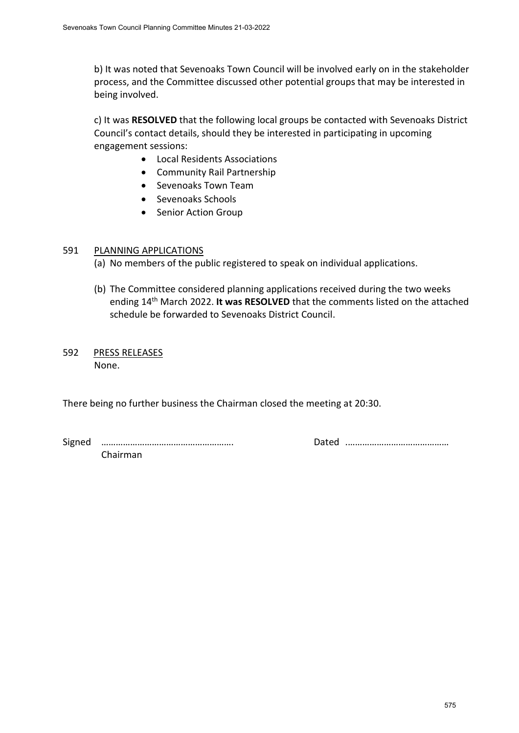b) It was noted that Sevenoaks Town Council will be involved early on in the stakeholder process, and the Committee discussed other potential groups that may be interested in being involved.

c) It was **RESOLVED** that the following local groups be contacted with Sevenoaks District Council's contact details, should they be interested in participating in upcoming engagement sessions:

- Local Residents Associations
- Community Rail Partnership
- Sevenoaks Town Team
- Sevenoaks Schools
- Senior Action Group

591 PLANNING APPLICATIONS

(a) No members of the public registered to speak on individual applications.

(b) The Committee considered planning applications received during the two weeks ending 14th March 2022. **It was RESOLVED** that the comments listed on the attached schedule be forwarded to Sevenoaks District Council.

592 PRESS RELEASES

None.

There being no further business the Chairman closed the meeting at 20:30.

Signed ………………………………………………. Dated ……………………………………
Chairman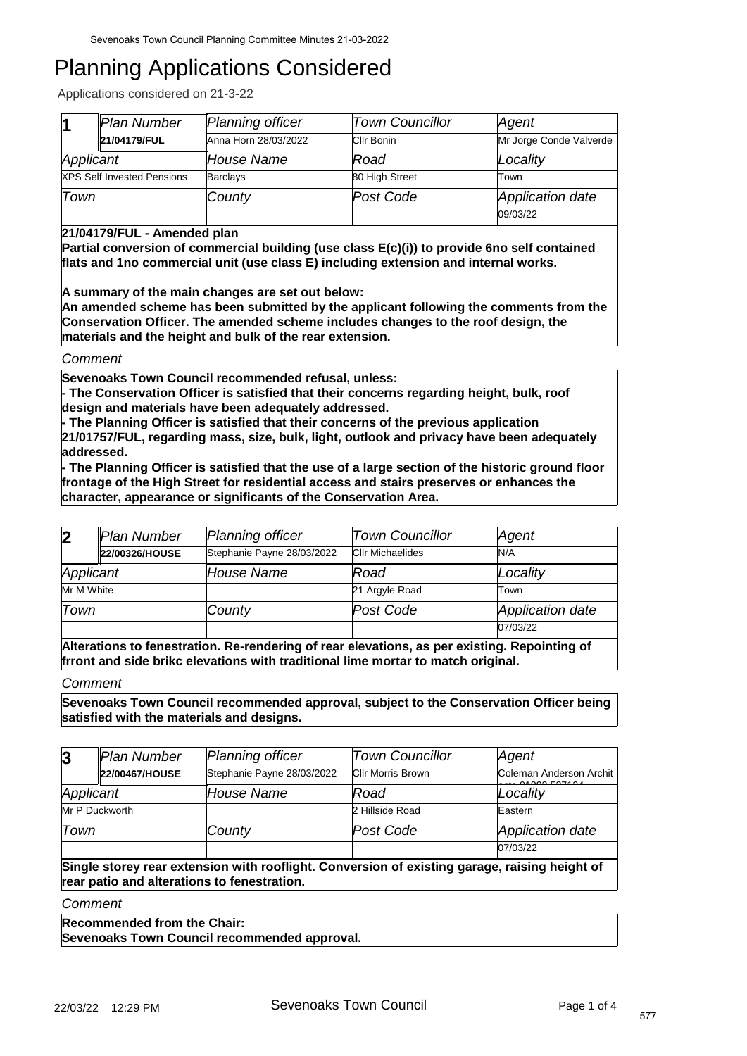# Planning Applications Considered

Applications considered on 21-3-22

| 1 | *Plan Number* | *Planning officer* | *Town Councillor* | *Agent* |
|---|---|---|---|---|
| | 21/04179/FUL | Anna Horn 28/03/2022 | Cllr Bonin | Mr Jorge Conde Valverde |
| *Applicant* | | *House Name* | *Road* | *Locality* |
| XPS Self Invested Pensions | | Barclays | 80 High Street | Town |
| *Town* | | *County* | *Post Code* | *Application date* |
| | | | | 09/03/22 |

**21/04179/FUL - Amended plan**
**Partial conversion of commercial building (use class E(c)(i)) to provide 6no self contained flats and 1no commercial unit (use class E) including extension and internal works.**

**A summary of the main changes are set out below:**
**An amended scheme has been submitted by the applicant following the comments from the Conservation Officer. The amended scheme includes changes to the roof design, the materials and the height and bulk of the rear extension.**

*Comment*

**Sevenoaks Town Council recommended refusal, unless:**
**- The Conservation Officer is satisfied that their concerns regarding height, bulk, roof design and materials have been adequately addressed.**
**- The Planning Officer is satisfied that their concerns of the previous application 21/01757/FUL, regarding mass, size, bulk, light, outlook and privacy have been adequately addressed.**
**- The Planning Officer is satisfied that the use of a large section of the historic ground floor frontage of the High Street for residential access and stairs preserves or enhances the character, appearance or significants of the Conservation Area.**

| 2 | *Plan Number* | *Planning officer* | *Town Councillor* | *Agent* |
|---|---|---|---|---|
| | 22/00326/HOUSE | Stephanie Payne 28/03/2022 | Cllr Michaelides | N/A |
| *Applicant* | | *House Name* | *Road* | *Locality* |
| Mr M White | | | 21 Argyle Road | Town |
| *Town* | | *County* | *Post Code* | *Application date* |
| | | | | 07/03/22 |

**Alterations to fenestration. Re-rendering of rear elevations, as per existing. Repointing of frront and side brikc elevations with traditional lime mortar to match original.**

*Comment*

**Sevenoaks Town Council recommended approval, subject to the Conservation Officer being satisfied with the materials and designs.**

| 3 | *Plan Number* | *Planning officer* | *Town Councillor* | *Agent* |
|---|---|---|---|---|
| | 22/00467/HOUSE | Stephanie Payne 28/03/2022 | Cllr Morris Brown | Coleman Anderson Archit |
| *Applicant* | | *House Name* | *Road* | *Locality* |
| Mr P Duckworth | | | 2 Hillside Road | Eastern |
| *Town* | | *County* | *Post Code* | *Application date* |
| | | | | 07/03/22 |

**Single storey rear extension with rooflight. Conversion of existing garage, raising height of rear patio and alterations to fenestration.**

*Comment*

**Recommended from the Chair:**
**Sevenoaks Town Council recommended approval.**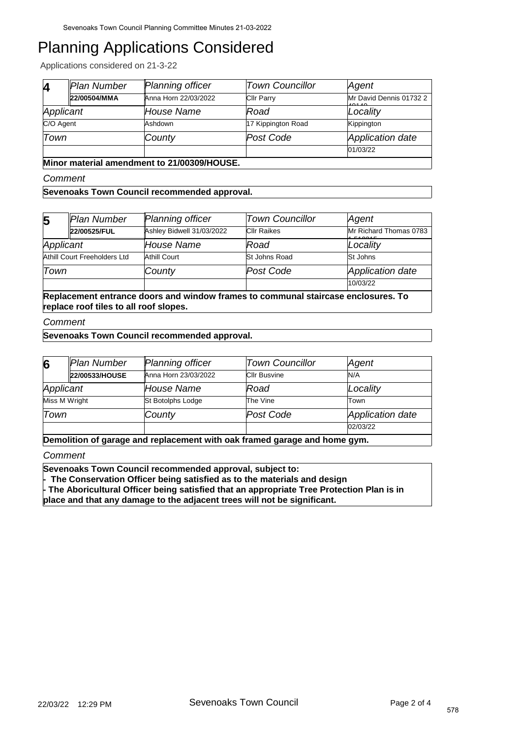# Planning Applications Considered

Applications considered on 21-3-22

| 4 | Plan Number | Planning officer | Town Councillor | Agent |
|---|---|---|---|---|
| | **22/00504/MMA** | Anna Horn 22/03/2022 | Cllr Parry | Mr David Dennis 01732 2 |
| Applicant | | House Name | Road | Locality |
| C/O Agent | | Ashdown | 17 Kippington Road | Kippington |
| Town | | County | Post Code | Application date |
| | | | | 01/03/22 |

**Minor material amendment to 21/00309/HOUSE.**

*Comment*

**Sevenoaks Town Council recommended approval.**

| 5 | Plan Number | Planning officer | Town Councillor | Agent |
|---|---|---|---|---|
| | **22/00525/FUL** | Ashley Bidwell 31/03/2022 | Cllr Raikes | Mr Richard Thomas 0783 |
| Applicant | | House Name | Road | Locality |
| Athill Court Freeholders Ltd | | Athill Court | St Johns Road | St Johns |
| Town | | County | Post Code | Application date |
| | | | | 10/03/22 |

**Replacement entrance doors and window frames to communal staircase enclosures. To replace roof tiles to all roof slopes.**

*Comment*

**Sevenoaks Town Council recommended approval.**

| 6 | Plan Number | Planning officer | Town Councillor | Agent |
|---|---|---|---|---|
| | **22/00533/HOUSE** | Anna Horn 23/03/2022 | Cllr Busvine | N/A |
| Applicant | | House Name | Road | Locality |
| Miss M Wright | | St Botolphs Lodge | The Vine | Town |
| Town | | County | Post Code | Application date |
| | | | | 02/03/22 |

**Demolition of garage and replacement with oak framed garage and home gym.**

*Comment*

**Sevenoaks Town Council recommended approval, subject to:**
**- The Conservation Officer being satisfied as to the materials and design**
**- The Aboricultural Officer being satisfied that an appropriate Tree Protection Plan is in place and that any damage to the adjacent trees will not be significant.**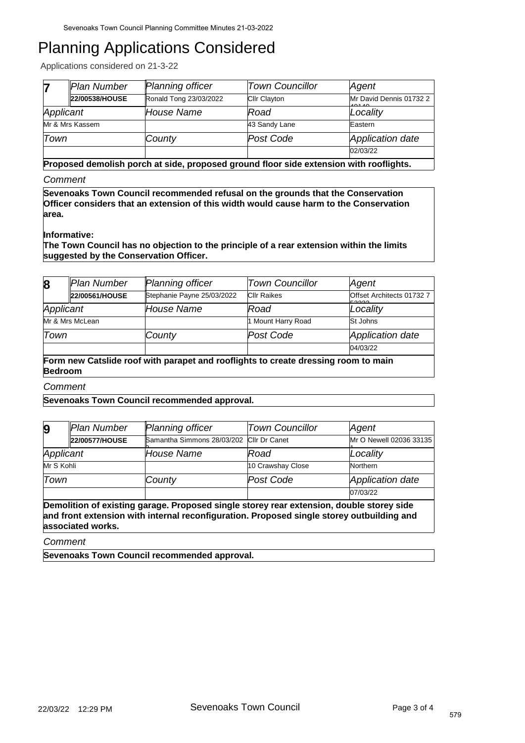# Planning Applications Considered

Applications considered on 21-3-22

| 7 | Plan Number | Planning officer | Town Councillor | Agent |
|---|---|---|---|---|
| | **22/00538/HOUSE** | Ronald Tong 23/03/2022 | Cllr Clayton | Mr David Dennis 01732 2 40140 |
| Applicant | | House Name | Road | Locality |
| Mr & Mrs Kassem | | | 43 Sandy Lane | Eastern |
| Town | | County | Post Code | Application date |
| | | | | 02/03/22 |

**Proposed demolish porch at side, proposed ground floor side extension with rooflights.**

*Comment*

**Sevenoaks Town Council recommended refusal on the grounds that the Conservation Officer considers that an extension of this width would cause harm to the Conservation area.**

**Informative:**
**The Town Council has no objection to the principle of a rear extension within the limits suggested by the Conservation Officer.**

| 8 | Plan Number | Planning officer | Town Councillor | Agent |
|---|---|---|---|---|
| | **22/00561/HOUSE** | Stephanie Payne 25/03/2022 | Cllr Raikes | Offset Architects 01732 7 52222 |
| Applicant | | House Name | Road | Locality |
| Mr & Mrs McLean | | | 1 Mount Harry Road | St Johns |
| Town | | County | Post Code | Application date |
| | | | | 04/03/22 |

**Form new Catslide roof with parapet and rooflights to create dressing room to main Bedroom**

*Comment*

**Sevenoaks Town Council recommended approval.**

| 9 | Plan Number | Planning officer | Town Councillor | Agent |
|---|---|---|---|---|
| | **22/00577/HOUSE** | Samantha Simmons 28/03/2022 | Cllr Dr Canet | Mr O Newell 02036 331351 |
| Applicant | | House Name | Road | Locality |
| Mr S Kohli | | | 10 Crawshay Close | Northern |
| Town | | County | Post Code | Application date |
| | | | | 07/03/22 |

**Demolition of existing garage. Proposed single storey rear extension, double storey side and front extension with internal reconfiguration. Proposed single storey outbuilding and associated works.**

*Comment*

**Sevenoaks Town Council recommended approval.**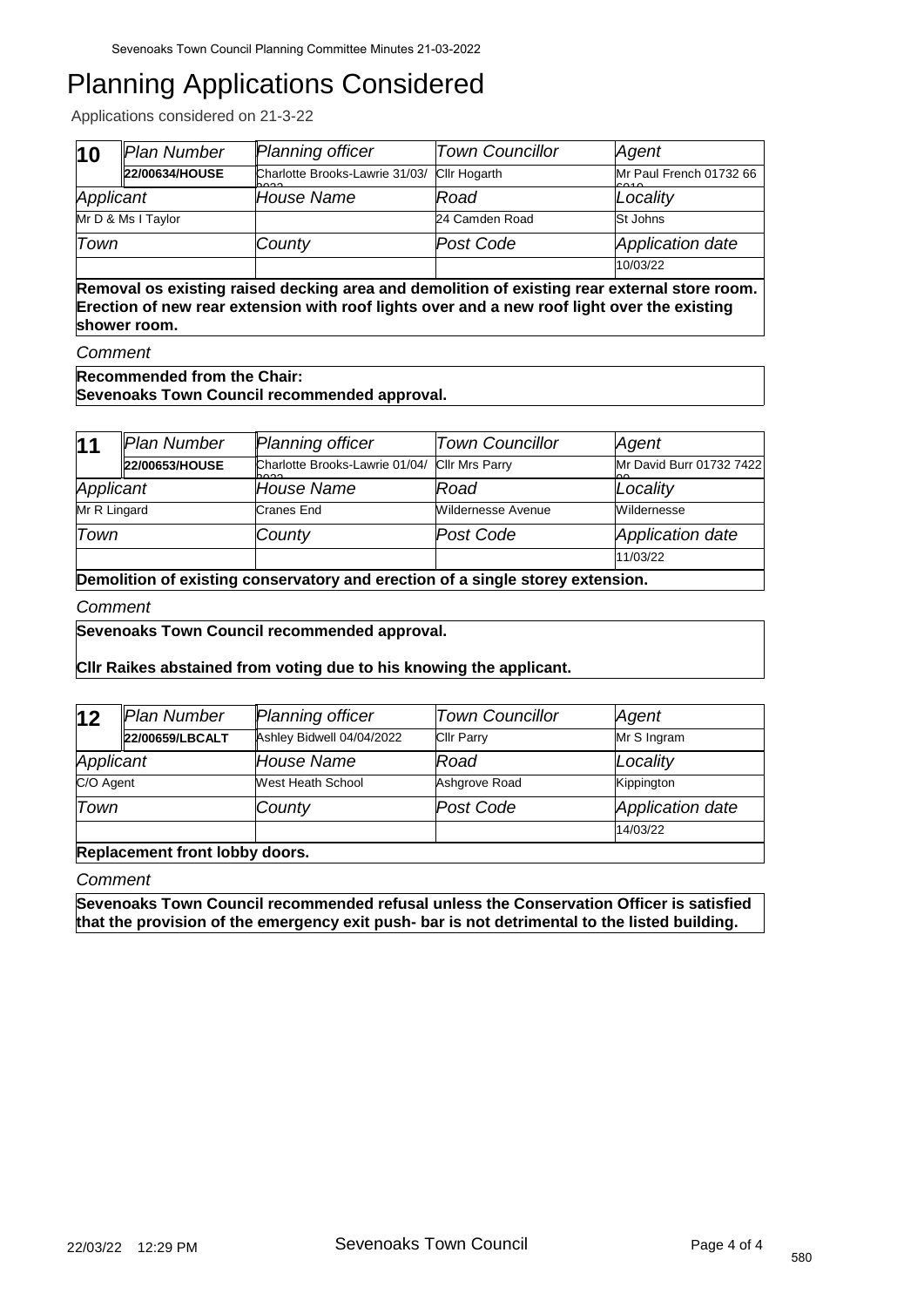# Planning Applications Considered

Applications considered on 21-3-22

| 10 | Plan Number | Planning officer | Town Councillor | Agent |
|---|---|---|---|---|
| | 22/00634/HOUSE | Charlotte Brooks-Lawrie 31/03/2022 | Cllr Hogarth | Mr Paul French 01732 66 6010 |
| Applicant | | House Name | Road | Locality |
| Mr D & Ms I Taylor | | | 24 Camden Road | St Johns |
| Town | | County | Post Code | Application date |
| | | | | 10/03/22 |

**Removal os existing raised decking area and demolition of existing rear external store room. Erection of new rear extension with roof lights over and a new roof light over the existing shower room.**

*Comment*

**Recommended from the Chair:**
**Sevenoaks Town Council recommended approval.**

| 11 | Plan Number | Planning officer | Town Councillor | Agent |
|---|---|---|---|---|
| | 22/00653/HOUSE | Charlotte Brooks-Lawrie 01/04/2022 | Cllr Mrs Parry | Mr David Burr 01732 7422 00 |
| Applicant | | House Name | Road | Locality |
| Mr R Lingard | | Cranes End | Wildernesse Avenue | Wildernesse |
| Town | | County | Post Code | Application date |
| | | | | 11/03/22 |

**Demolition of existing conservatory and erection of a single storey extension.**

*Comment*

**Sevenoaks Town Council recommended approval.**

**Cllr Raikes abstained from voting due to his knowing the applicant.**

| 12 | Plan Number | Planning officer | Town Councillor | Agent |
|---|---|---|---|---|
| | 22/00659/LBCALT | Ashley Bidwell 04/04/2022 | Cllr Parry | Mr S Ingram |
| Applicant | | House Name | Road | Locality |
| C/O Agent | | West Heath School | Ashgrove Road | Kippington |
| Town | | County | Post Code | Application date |
| | | | | 14/03/22 |

**Replacement front lobby doors.**

*Comment*

**Sevenoaks Town Council recommended refusal unless the Conservation Officer is satisfied that the provision of the emergency exit push- bar is not detrimental to the listed building.**